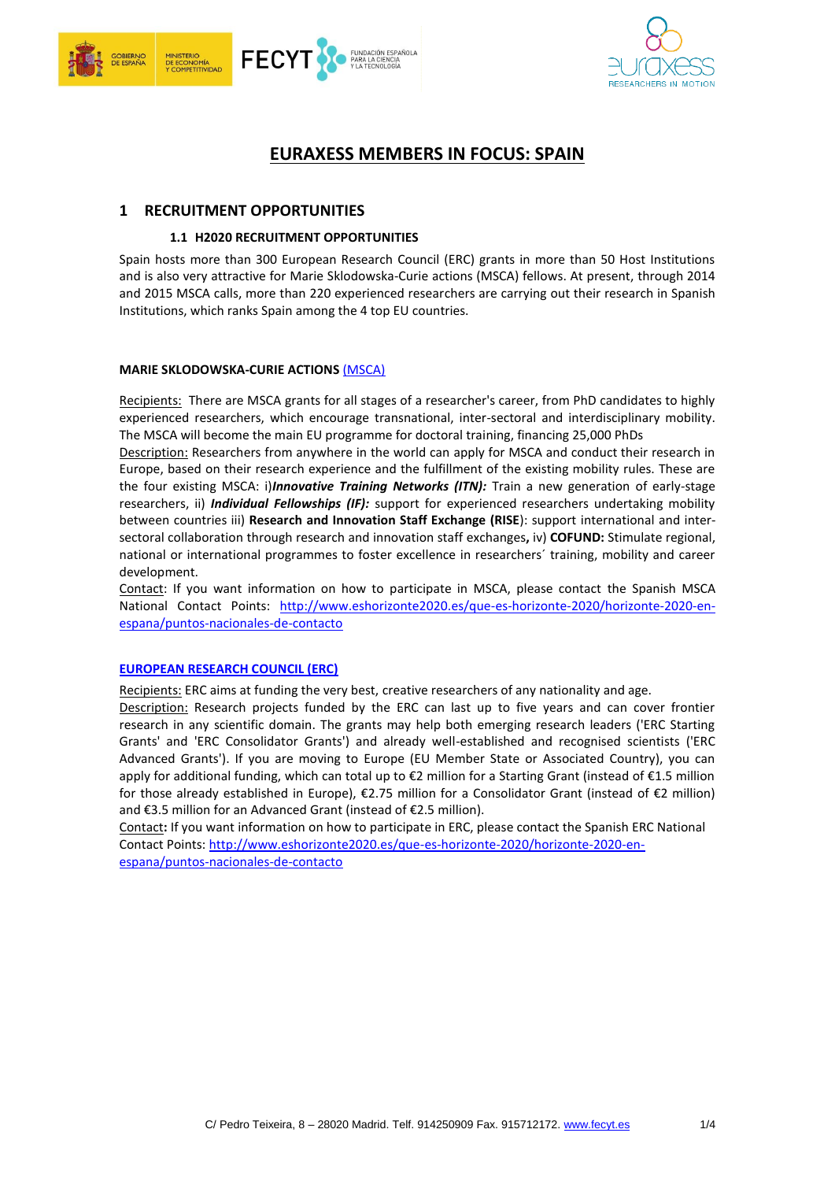# EURAXESS MEMBERS IN FOCUS: SPAIN

## 1 RECRUITMENT OPPORTUNITIES

### 1.1 H2020 RECRUITMENT OPPORTUNITIES

Spain hosts more than 300 European Research Council (ERC) grants in more than 50 Host Institutions and is also very attractive for Marie Sklodowska-Curie actions (MSCA) fellows. At present, through 2014 and 2015 MSCA calls, more than 220 experienced researchers are carrying out their research in Spanish Institutions, which ranks Spain among the 4 top EU countries.

**MARIE SKLODOWSKA-CURIE ACTIONS** (MSCA)

Recipients: There are MSCA grants for all stages of a researcher's career, from PhD candidates to highly experienced researchers, which encourage transnational, inter-sectoral and interdisciplinary mobility. The MSCA will become the main EU programme for doctoral training, financing 25,000 PhDs

Description: Researchers from anywhere in the world can apply for MSCA and conduct their research in Europe, based on their research experience and the fulfillment of the existing mobility rules. These are the four existing MSCA: i)***Innovative Training Networks (ITN):*** Train a new generation of early-stage researchers, ii) ***Individual Fellowships (IF):*** support for experienced researchers undertaking mobility between countries iii) **Research and Innovation Staff Exchange (RISE**): support international and inter-sectoral collaboration through research and innovation staff exchanges**,** iv) **COFUND:** Stimulate regional, national or international programmes to foster excellence in researchers´ training, mobility and career development.

Contact: If you want information on how to participate in MSCA, please contact the Spanish MSCA National Contact Points: http://www.eshorizonte2020.es/que-es-horizonte-2020/horizonte-2020-en-espana/puntos-nacionales-de-contacto

**EUROPEAN RESEARCH COUNCIL (ERC)**

Recipients: ERC aims at funding the very best, creative researchers of any nationality and age.

Description: Research projects funded by the ERC can last up to five years and can cover frontier research in any scientific domain. The grants may help both emerging research leaders ('ERC Starting Grants' and 'ERC Consolidator Grants') and already well-established and recognised scientists ('ERC Advanced Grants'). If you are moving to Europe (EU Member State or Associated Country), you can apply for additional funding, which can total up to €2 million for a Starting Grant (instead of €1.5 million for those already established in Europe), €2.75 million for a Consolidator Grant (instead of €2 million) and €3.5 million for an Advanced Grant (instead of €2.5 million).

Contact**:** If you want information on how to participate in ERC, please contact the Spanish ERC National Contact Points: http://www.eshorizonte2020.es/que-es-horizonte-2020/horizonte-2020-en-espana/puntos-nacionales-de-contacto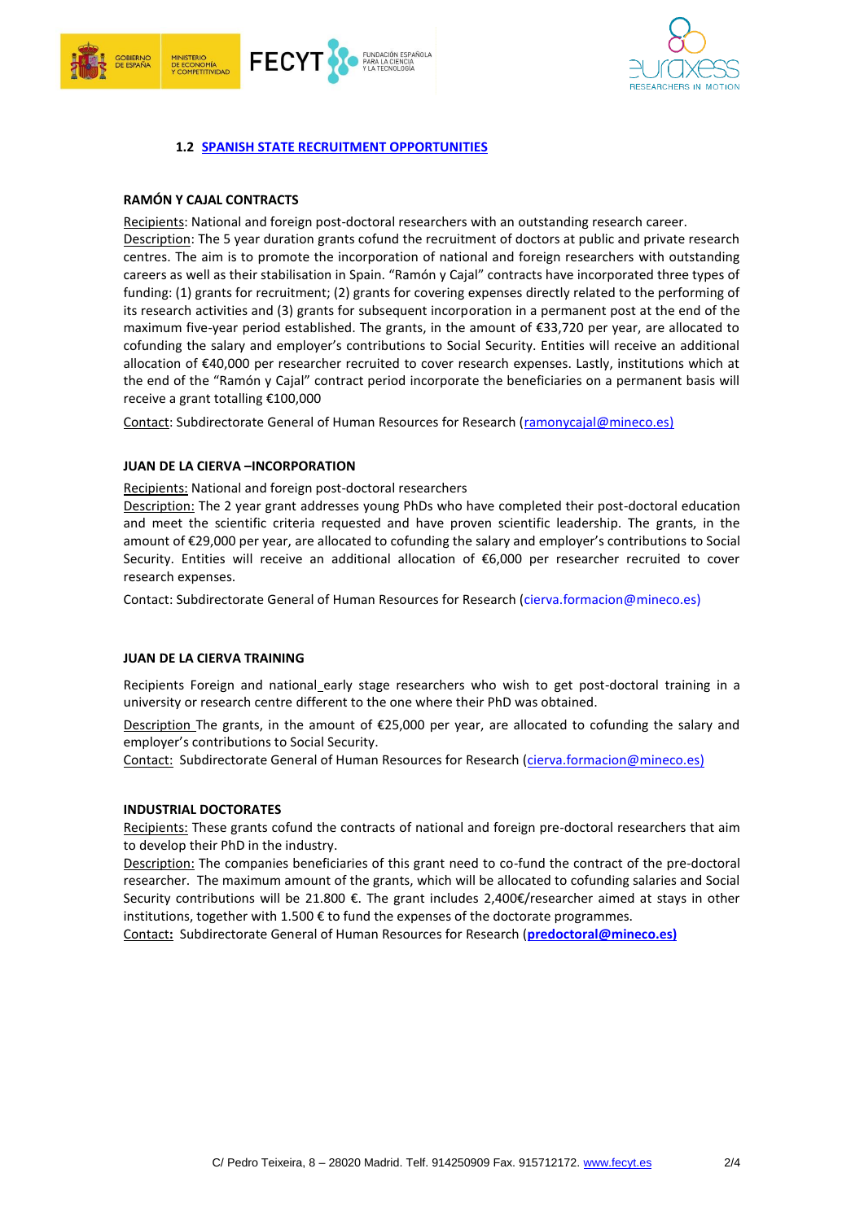### 1.2 SPANISH STATE RECRUITMENT OPPORTUNITIES

#### RAMÓN Y CAJAL CONTRACTS

Recipients: National and foreign post-doctoral researchers with an outstanding research career.
Description: The 5 year duration grants cofund the recruitment of doctors at public and private research centres. The aim is to promote the incorporation of national and foreign researchers with outstanding careers as well as their stabilisation in Spain. "Ramón y Cajal" contracts have incorporated three types of funding: (1) grants for recruitment; (2) grants for covering expenses directly related to the performing of its research activities and (3) grants for subsequent incorporation in a permanent post at the end of the maximum five-year period established. The grants, in the amount of €33,720 per year, are allocated to cofunding the salary and employer's contributions to Social Security. Entities will receive an additional allocation of €40,000 per researcher recruited to cover research expenses. Lastly, institutions which at the end of the "Ramón y Cajal" contract period incorporate the beneficiaries on a permanent basis will receive a grant totalling €100,000

Contact: Subdirectorate General of Human Resources for Research (ramonycajal@mineco.es)

#### JUAN DE LA CIERVA –INCORPORATION

Recipients: National and foreign post-doctoral researchers
Description: The 2 year grant addresses young PhDs who have completed their post-doctoral education and meet the scientific criteria requested and have proven scientific leadership. The grants, in the amount of €29,000 per year, are allocated to cofunding the salary and employer's contributions to Social Security. Entities will receive an additional allocation of €6,000 per researcher recruited to cover research expenses.

Contact: Subdirectorate General of Human Resources for Research (cierva.formacion@mineco.es)

#### JUAN DE LA CIERVA TRAINING

Recipients Foreign and national early stage researchers who wish to get post-doctoral training in a university or research centre different to the one where their PhD was obtained.

Description The grants, in the amount of €25,000 per year, are allocated to cofunding the salary and employer's contributions to Social Security.
Contact: Subdirectorate General of Human Resources for Research (cierva.formacion@mineco.es)

#### INDUSTRIAL DOCTORATES

Recipients: These grants cofund the contracts of national and foreign pre-doctoral researchers that aim to develop their PhD in the industry.
Description: The companies beneficiaries of this grant need to co-fund the contract of the pre-doctoral researcher. The maximum amount of the grants, which will be allocated to cofunding salaries and Social Security contributions will be 21.800 €. The grant includes 2,400€/researcher aimed at stays in other institutions, together with 1.500 € to fund the expenses of the doctorate programmes.
Contact: Subdirectorate General of Human Resources for Research (**predoctoral@mineco.es)**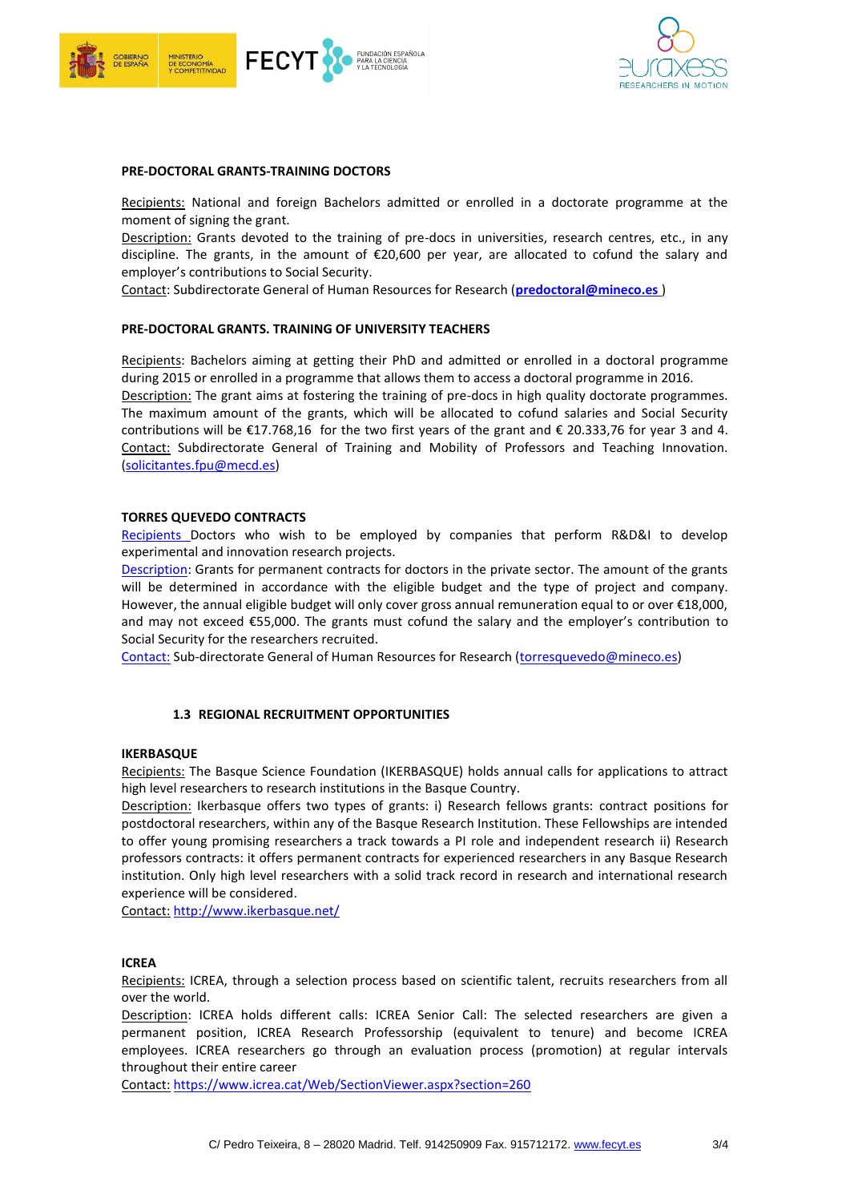**PRE-DOCTORAL GRANTS-TRAINING DOCTORS**

Recipients: National and foreign Bachelors admitted or enrolled in a doctorate programme at the moment of signing the grant.
Description: Grants devoted to the training of pre-docs in universities, research centres, etc., in any discipline. The grants, in the amount of €20,600 per year, are allocated to cofund the salary and employer's contributions to Social Security.
Contact: Subdirectorate General of Human Resources for Research (**predoctoral@mineco.es** )

**PRE-DOCTORAL GRANTS. TRAINING OF UNIVERSITY TEACHERS**

Recipients: Bachelors aiming at getting their PhD and admitted or enrolled in a doctoral programme during 2015 or enrolled in a programme that allows them to access a doctoral programme in 2016.
Description: The grant aims at fostering the training of pre-docs in high quality doctorate programmes. The maximum amount of the grants, which will be allocated to cofund salaries and Social Security contributions will be €17.768,16 for the two first years of the grant and € 20.333,76 for year 3 and 4.
Contact: Subdirectorate General of Training and Mobility of Professors and Teaching Innovation. (solicitantes.fpu@mecd.es)

**TORRES QUEVEDO CONTRACTS**

Recipients Doctors who wish to be employed by companies that perform R&D&I to develop experimental and innovation research projects.
Description: Grants for permanent contracts for doctors in the private sector. The amount of the grants will be determined in accordance with the eligible budget and the type of project and company. However, the annual eligible budget will only cover gross annual remuneration equal to or over €18,000, and may not exceed €55,000. The grants must cofund the salary and the employer's contribution to Social Security for the researchers recruited.
Contact: Sub-directorate General of Human Resources for Research (torresquevedo@mineco.es)

### 1.3 REGIONAL RECRUITMENT OPPORTUNITIES

**IKERBASQUE**

Recipients: The Basque Science Foundation (IKERBASQUE) holds annual calls for applications to attract high level researchers to research institutions in the Basque Country.
Description: Ikerbasque offers two types of grants: i) Research fellows grants: contract positions for postdoctoral researchers, within any of the Basque Research Institution. These Fellowships are intended to offer young promising researchers a track towards a PI role and independent research ii) Research professors contracts: it offers permanent contracts for experienced researchers in any Basque Research institution. Only high level researchers with a solid track record in research and international research experience will be considered.
Contact: http://www.ikerbasque.net/

**ICREA**

Recipients: ICREA, through a selection process based on scientific talent, recruits researchers from all over the world.
Description: ICREA holds different calls: ICREA Senior Call: The selected researchers are given a permanent position, ICREA Research Professorship (equivalent to tenure) and become ICREA employees. ICREA researchers go through an evaluation process (promotion) at regular intervals throughout their entire career
Contact: https://www.icrea.cat/Web/SectionViewer.aspx?section=260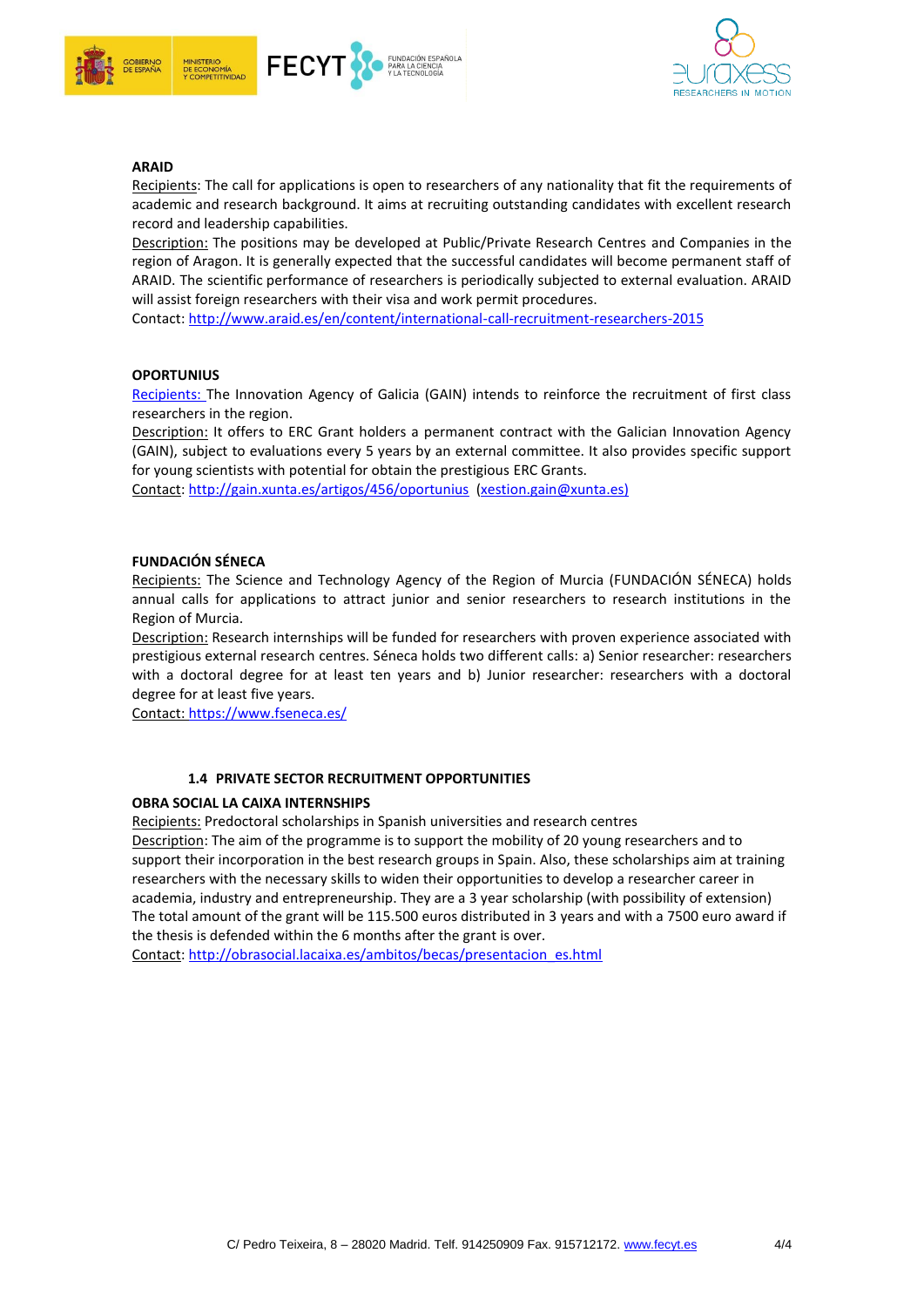**ARAID**

Recipients: The call for applications is open to researchers of any nationality that fit the requirements of academic and research background. It aims at recruiting outstanding candidates with excellent research record and leadership capabilities.

Description: The positions may be developed at Public/Private Research Centres and Companies in the region of Aragon. It is generally expected that the successful candidates will become permanent staff of ARAID. The scientific performance of researchers is periodically subjected to external evaluation. ARAID will assist foreign researchers with their visa and work permit procedures.

Contact: http://www.araid.es/en/content/international-call-recruitment-researchers-2015

**OPORTUNIUS**

Recipients: The Innovation Agency of Galicia (GAIN) intends to reinforce the recruitment of first class researchers in the region.

Description: It offers to ERC Grant holders a permanent contract with the Galician Innovation Agency (GAIN), subject to evaluations every 5 years by an external committee. It also provides specific support for young scientists with potential for obtain the prestigious ERC Grants.

Contact: http://gain.xunta.es/artigos/456/oportunius (xestion.gain@xunta.es)

**FUNDACIÓN SÉNECA**

Recipients: The Science and Technology Agency of the Region of Murcia (FUNDACIÓN SÉNECA) holds annual calls for applications to attract junior and senior researchers to research institutions in the Region of Murcia.

Description: Research internships will be funded for researchers with proven experience associated with prestigious external research centres. Séneca holds two different calls: a) Senior researcher: researchers with a doctoral degree for at least ten years and b) Junior researcher: researchers with a doctoral degree for at least five years.

Contact: https://www.fseneca.es/

### 1.4 PRIVATE SECTOR RECRUITMENT OPPORTUNITIES

**OBRA SOCIAL LA CAIXA INTERNSHIPS**

Recipients: Predoctoral scholarships in Spanish universities and research centres

Description: The aim of the programme is to support the mobility of 20 young researchers and to support their incorporation in the best research groups in Spain. Also, these scholarships aim at training researchers with the necessary skills to widen their opportunities to develop a researcher career in academia, industry and entrepreneurship. They are a 3 year scholarship (with possibility of extension) The total amount of the grant will be 115.500 euros distributed in 3 years and with a 7500 euro award if the thesis is defended within the 6 months after the grant is over.

Contact: http://obrasocial.lacaixa.es/ambitos/becas/presentacion_es.html

C/ Pedro Teixeira, 8 – 28020 Madrid. Telf. 914250909 Fax. 915712172. www.fecyt.es